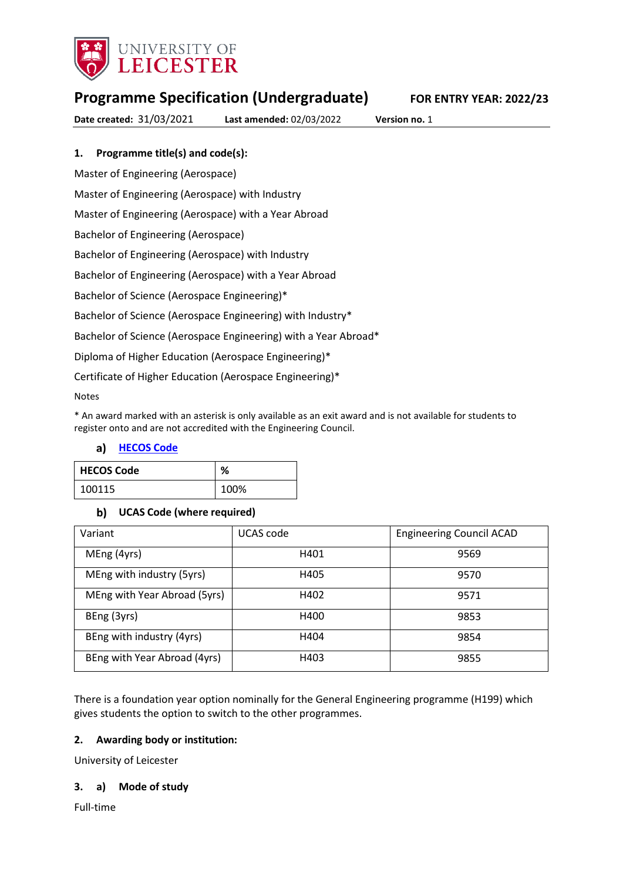UNIVERSITY OF LEICESTER

# Programme Specification (Undergraduate)

**FOR ENTRY YEAR: 2022/23**

**Date created:** 31/03/2021 **Last amended:** 02/03/2022 **Version no.** 1

## 1. Programme title(s) and code(s):

Master of Engineering (Aerospace)

Master of Engineering (Aerospace) with Industry

Master of Engineering (Aerospace) with a Year Abroad

Bachelor of Engineering (Aerospace)

Bachelor of Engineering (Aerospace) with Industry

Bachelor of Engineering (Aerospace) with a Year Abroad

Bachelor of Science (Aerospace Engineering)*

Bachelor of Science (Aerospace Engineering) with Industry*

Bachelor of Science (Aerospace Engineering) with a Year Abroad*

Diploma of Higher Education (Aerospace Engineering)*

Certificate of Higher Education (Aerospace Engineering)*

Notes

* An award marked with an asterisk is only available as an exit award and is not available for students to register onto and are not accredited with the Engineering Council.

### a) HECOS Code

| HECOS Code | % |
|---|---|
| 100115 | 100% |

### b) UCAS Code (where required)

| Variant | UCAS code | Engineering Council ACAD |
|---|---|---|
| MEng (4yrs) | H401 | 9569 |
| MEng with industry (5yrs) | H405 | 9570 |
| MEng with Year Abroad (5yrs) | H402 | 9571 |
| BEng (3yrs) | H400 | 9853 |
| BEng with industry (4yrs) | H404 | 9854 |
| BEng with Year Abroad (4yrs) | H403 | 9855 |

There is a foundation year option nominally for the General Engineering programme (H199) which gives students the option to switch to the other programmes.

## 2. Awarding body or institution:

University of Leicester

## 3. a) Mode of study

Full-time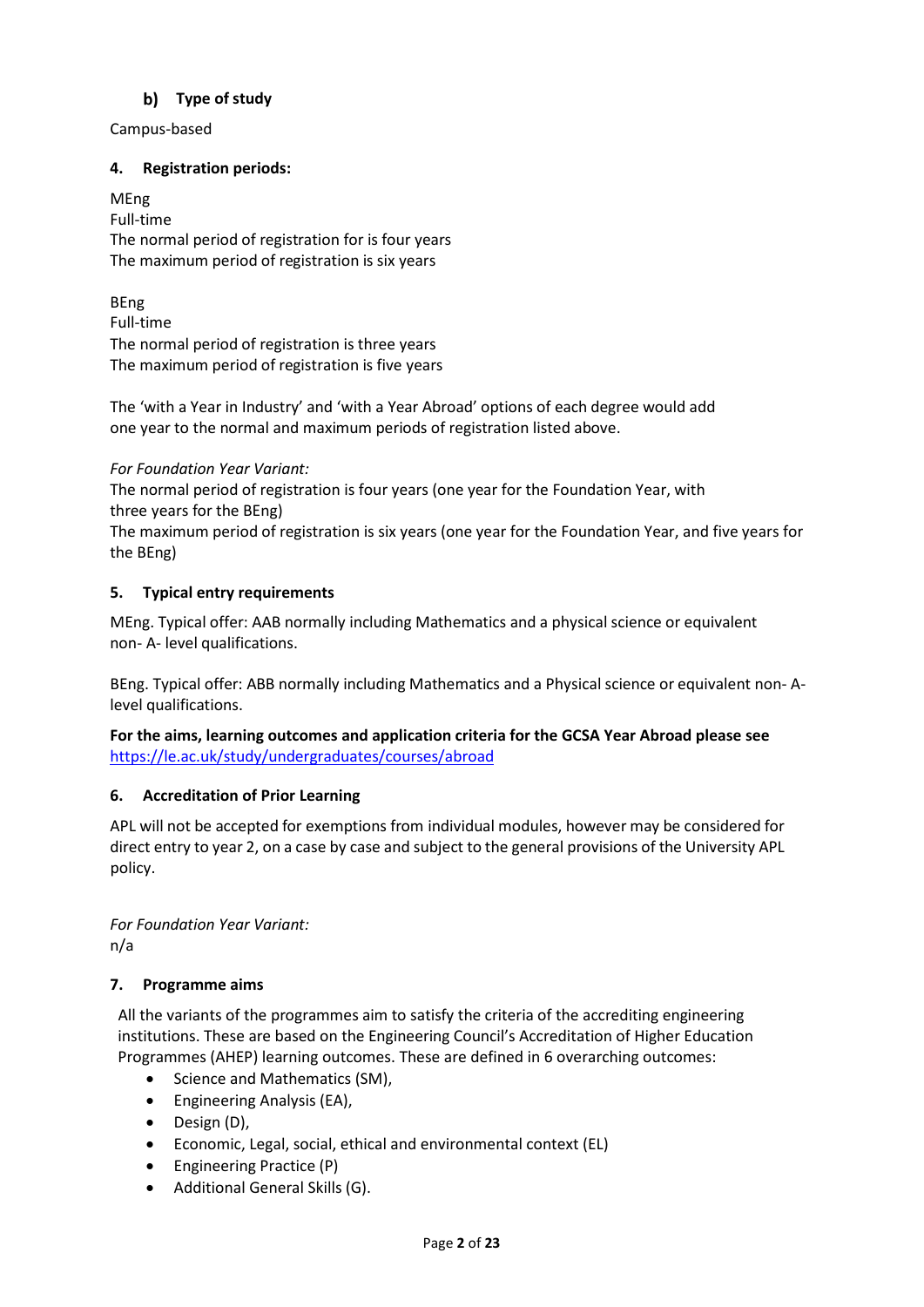### b) Type of study

Campus-based

### 4. Registration periods:

MEng
Full-time
The normal period of registration for is four years
The maximum period of registration is six years

BEng
Full-time
The normal period of registration is three years
The maximum period of registration is five years

The 'with a Year in Industry' and 'with a Year Abroad' options of each degree would add one year to the normal and maximum periods of registration listed above.

*For Foundation Year Variant:*
The normal period of registration is four years (one year for the Foundation Year, with three years for the BEng)
The maximum period of registration is six years (one year for the Foundation Year, and five years for the BEng)

### 5. Typical entry requirements

MEng. Typical offer: AAB normally including Mathematics and a physical science or equivalent non- A- level qualifications.

BEng. Typical offer: ABB normally including Mathematics and a Physical science or equivalent non- A-level qualifications.

**For the aims, learning outcomes and application criteria for the GCSA Year Abroad please see** [https://le.ac.uk/study/undergraduates/courses/abroad](https://le.ac.uk/study/undergraduates/courses/abroad)

### 6. Accreditation of Prior Learning

APL will not be accepted for exemptions from individual modules, however may be considered for direct entry to year 2, on a case by case and subject to the general provisions of the University APL policy.

*For Foundation Year Variant:*
n/a

### 7. Programme aims

All the variants of the programmes aim to satisfy the criteria of the accrediting engineering institutions. These are based on the Engineering Council's Accreditation of Higher Education Programmes (AHEP) learning outcomes. These are defined in 6 overarching outcomes:

- Science and Mathematics (SM),
- Engineering Analysis (EA),
- Design (D),
- Economic, Legal, social, ethical and environmental context (EL)
- Engineering Practice (P)
- Additional General Skills (G).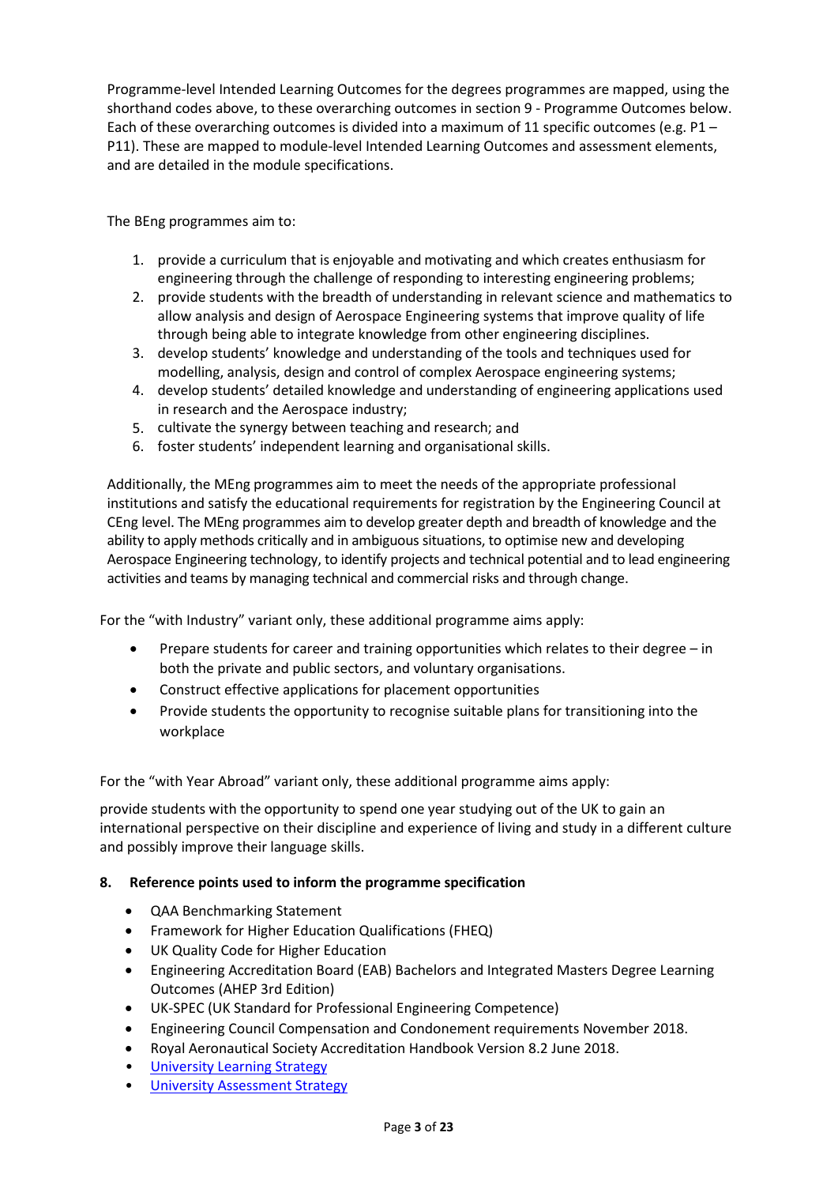Programme-level Intended Learning Outcomes for the degrees programmes are mapped, using the shorthand codes above, to these overarching outcomes in section 9 - Programme Outcomes below. Each of these overarching outcomes is divided into a maximum of 11 specific outcomes (e.g. P1 – P11). These are mapped to module-level Intended Learning Outcomes and assessment elements, and are detailed in the module specifications.

The BEng programmes aim to:

1. provide a curriculum that is enjoyable and motivating and which creates enthusiasm for engineering through the challenge of responding to interesting engineering problems;
2. provide students with the breadth of understanding in relevant science and mathematics to allow analysis and design of Aerospace Engineering systems that improve quality of life through being able to integrate knowledge from other engineering disciplines.
3. develop students' knowledge and understanding of the tools and techniques used for modelling, analysis, design and control of complex Aerospace engineering systems;
4. develop students' detailed knowledge and understanding of engineering applications used in research and the Aerospace industry;
5. cultivate the synergy between teaching and research; and
6. foster students' independent learning and organisational skills.

Additionally, the MEng programmes aim to meet the needs of the appropriate professional institutions and satisfy the educational requirements for registration by the Engineering Council at CEng level. The MEng programmes aim to develop greater depth and breadth of knowledge and the ability to apply methods critically and in ambiguous situations, to optimise new and developing Aerospace Engineering technology, to identify projects and technical potential and to lead engineering activities and teams by managing technical and commercial risks and through change.

For the "with Industry" variant only, these additional programme aims apply:

- Prepare students for career and training opportunities which relates to their degree – in both the private and public sectors, and voluntary organisations.
- Construct effective applications for placement opportunities
- Provide students the opportunity to recognise suitable plans for transitioning into the workplace

For the "with Year Abroad" variant only, these additional programme aims apply:

provide students with the opportunity to spend one year studying out of the UK to gain an international perspective on their discipline and experience of living and study in a different culture and possibly improve their language skills.

## 8. Reference points used to inform the programme specification

- QAA Benchmarking Statement
- Framework for Higher Education Qualifications (FHEQ)
- UK Quality Code for Higher Education
- Engineering Accreditation Board (EAB) Bachelors and Integrated Masters Degree Learning Outcomes (AHEP 3rd Edition)
- UK-SPEC (UK Standard for Professional Engineering Competence)
- Engineering Council Compensation and Condonement requirements November 2018.
- Royal Aeronautical Society Accreditation Handbook Version 8.2 June 2018.
- University Learning Strategy
- University Assessment Strategy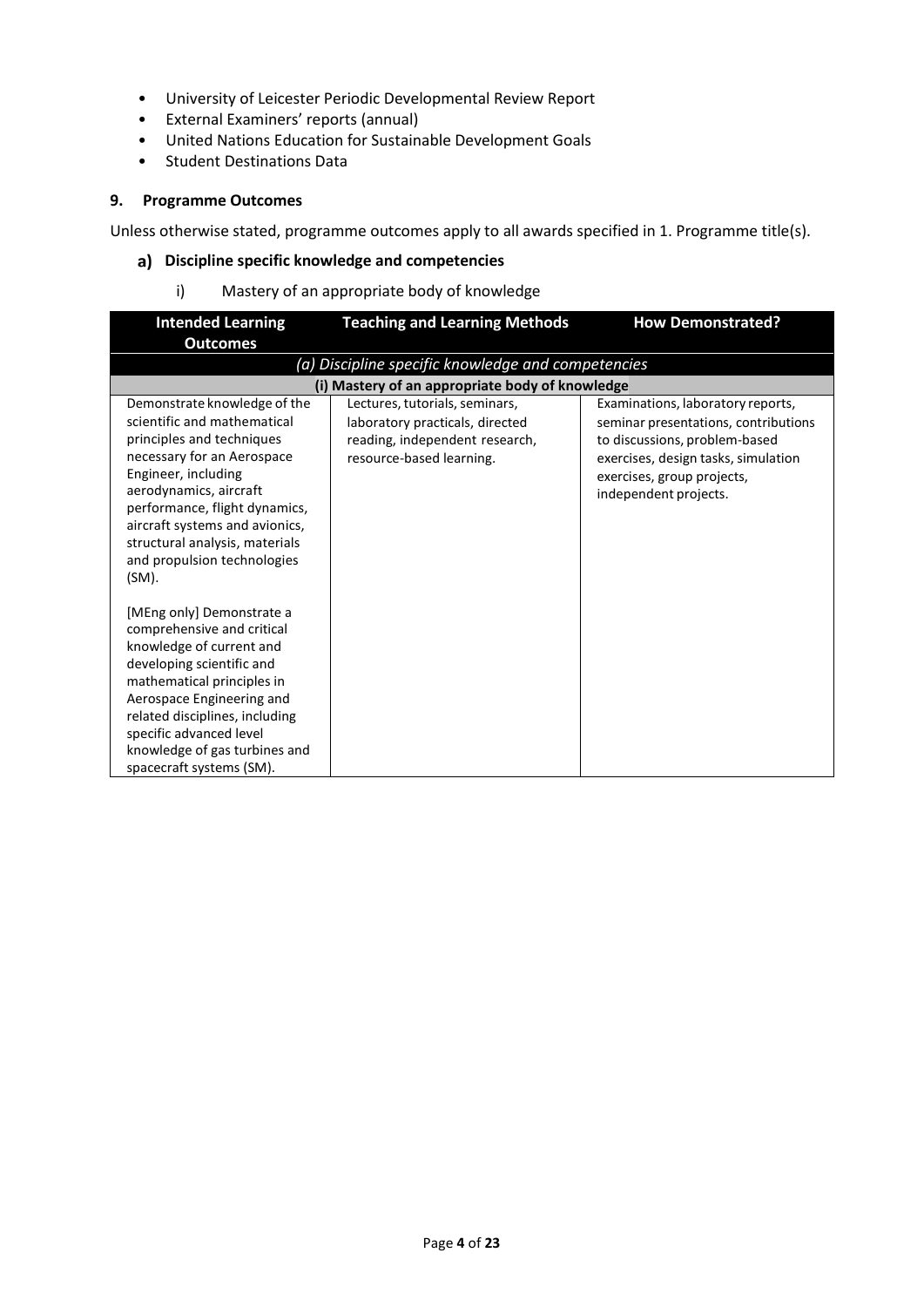- University of Leicester Periodic Developmental Review Report
- External Examiners' reports (annual)
- United Nations Education for Sustainable Development Goals
- Student Destinations Data

## 9. Programme Outcomes

Unless otherwise stated, programme outcomes apply to all awards specified in 1. Programme title(s).

### a) Discipline specific knowledge and competencies

i) Mastery of an appropriate body of knowledge

| Intended Learning Outcomes | Teaching and Learning Methods | How Demonstrated? |
|---|---|---|
| *(a) Discipline specific knowledge and competencies* | | |
| **(i) Mastery of an appropriate body of knowledge** | | |
| Demonstrate knowledge of the scientific and mathematical principles and techniques necessary for an Aerospace Engineer, including aerodynamics, aircraft performance, flight dynamics, aircraft systems and avionics, structural analysis, materials and propulsion technologies (SM).<br><br>[MEng only] Demonstrate a comprehensive and critical knowledge of current and developing scientific and mathematical principles in Aerospace Engineering and related disciplines, including specific advanced level knowledge of gas turbines and spacecraft systems (SM). | Lectures, tutorials, seminars, laboratory practicals, directed reading, independent research, resource-based learning. | Examinations, laboratory reports, seminar presentations, contributions to discussions, problem-based exercises, design tasks, simulation exercises, group projects, independent projects. |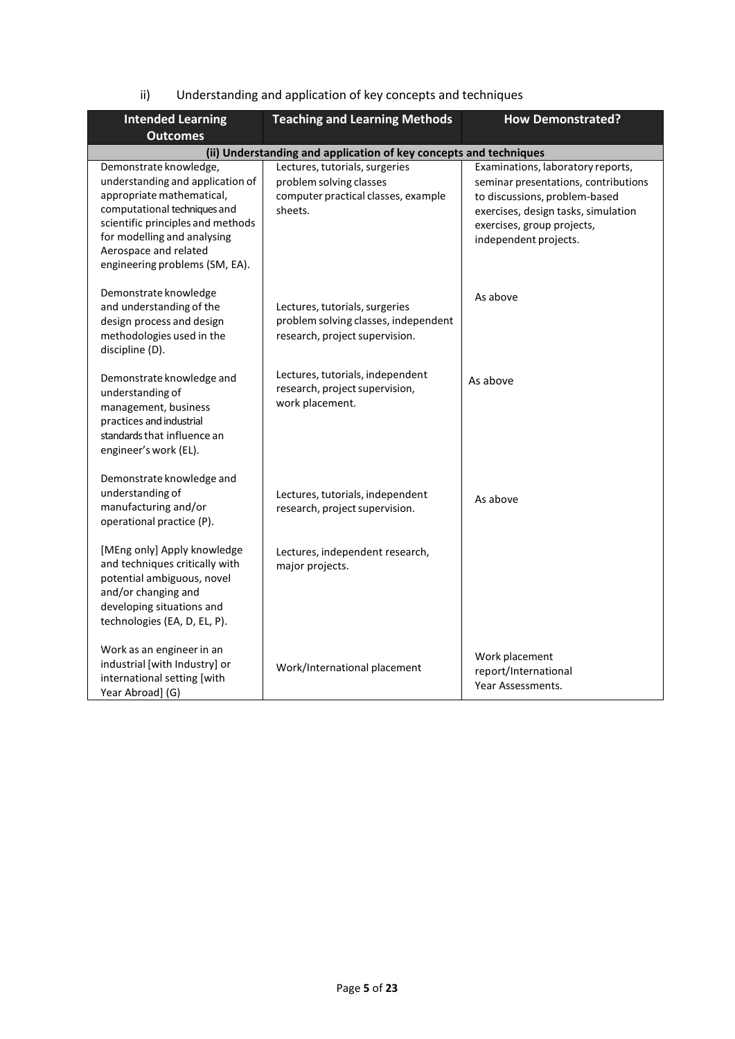ii) Understanding and application of key concepts and techniques

| Intended Learning Outcomes | Teaching and Learning Methods | How Demonstrated? |
|---|---|---|
| **(ii) Understanding and application of key concepts and techniques** | | |
| Demonstrate knowledge, understanding and application of appropriate mathematical, computational techniques and scientific principles and methods for modelling and analysing Aerospace and related engineering problems (SM, EA). | Lectures, tutorials, surgeries problem solving classes computer practical classes, example sheets. | Examinations, laboratory reports, seminar presentations, contributions to discussions, problem-based exercises, design tasks, simulation exercises, group projects, independent projects. |
| Demonstrate knowledge and understanding of the design process and design methodologies used in the discipline (D). | Lectures, tutorials, surgeries problem solving classes, independent research, project supervision. | As above |
| Demonstrate knowledge and understanding of management, business practices and industrial standards that influence an engineer's work (EL). | Lectures, tutorials, independent research, project supervision, work placement. | As above |
| Demonstrate knowledge and understanding of manufacturing and/or operational practice (P). | Lectures, tutorials, independent research, project supervision. | As above |
| [MEng only] Apply knowledge and techniques critically with potential ambiguous, novel and/or changing and developing situations and technologies (EA, D, EL, P). | Lectures, independent research, major projects. | |
| Work as an engineer in an industrial [with Industry] or international setting [with Year Abroad] (G) | Work/International placement | Work placement report/International Year Assessments. |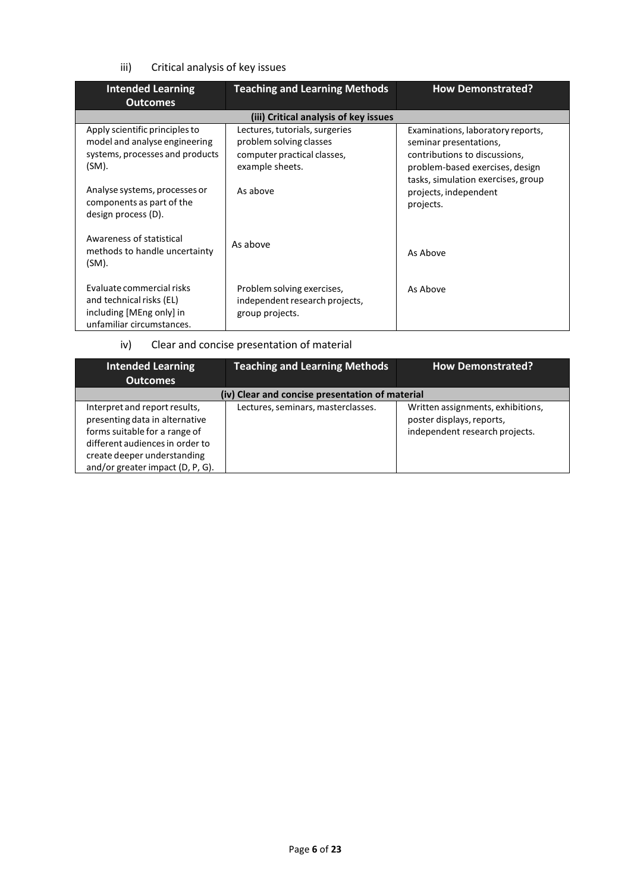iii) Critical analysis of key issues

| Intended Learning Outcomes | Teaching and Learning Methods | How Demonstrated? |
|---|---|---|
| **(iii) Critical analysis of key issues** | | |
| Apply scientific principles to model and analyse engineering systems, processes and products (SM). | Lectures, tutorials, surgeries problem solving classes computer practical classes, example sheets. | Examinations, laboratory reports, seminar presentations, contributions to discussions, problem-based exercises, design tasks, simulation exercises, group projects, independent projects. |
| Analyse systems, processes or components as part of the design process (D). | As above | |
| Awareness of statistical methods to handle uncertainty (SM). | As above | As Above |
| Evaluate commercial risks and technical risks (EL) including [MEng only] in unfamiliar circumstances. | Problem solving exercises, independent research projects, group projects. | As Above |

iv) Clear and concise presentation of material

| Intended Learning Outcomes | Teaching and Learning Methods | How Demonstrated? |
|---|---|---|
| **(iv) Clear and concise presentation of material** | | |
| Interpret and report results, presenting data in alternative forms suitable for a range of different audiences in order to create deeper understanding and/or greater impact (D, P, G). | Lectures, seminars, masterclasses. | Written assignments, exhibitions, poster displays, reports, independent research projects. |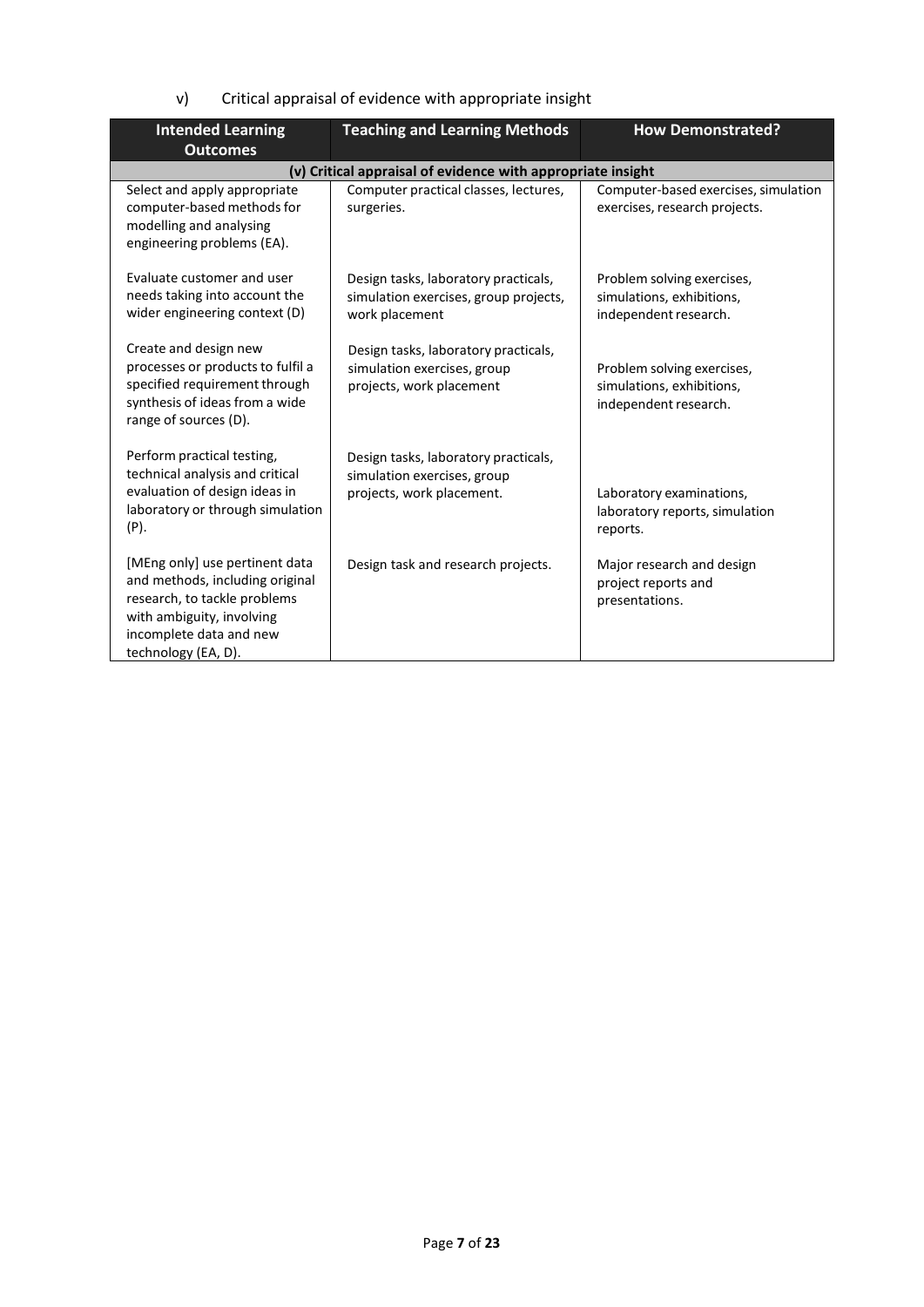v) Critical appraisal of evidence with appropriate insight

| Intended Learning Outcomes | Teaching and Learning Methods | How Demonstrated? |
|---|---|---|
| **(v) Critical appraisal of evidence with appropriate insight** | | |
| Select and apply appropriate computer-based methods for modelling and analysing engineering problems (EA). | Computer practical classes, lectures, surgeries. | Computer-based exercises, simulation exercises, research projects. |
| Evaluate customer and user needs taking into account the wider engineering context (D) | Design tasks, laboratory practicals, simulation exercises, group projects, work placement | Problem solving exercises, simulations, exhibitions, independent research. |
| Create and design new processes or products to fulfil a specified requirement through synthesis of ideas from a wide range of sources (D). | Design tasks, laboratory practicals, simulation exercises, group projects, work placement | Problem solving exercises, simulations, exhibitions, independent research. |
| Perform practical testing, technical analysis and critical evaluation of design ideas in laboratory or through simulation (P). | Design tasks, laboratory practicals, simulation exercises, group projects, work placement. | Laboratory examinations, laboratory reports, simulation reports. |
| [MEng only] use pertinent data and methods, including original research, to tackle problems with ambiguity, involving incomplete data and new technology (EA, D). | Design task and research projects. | Major research and design project reports and presentations. |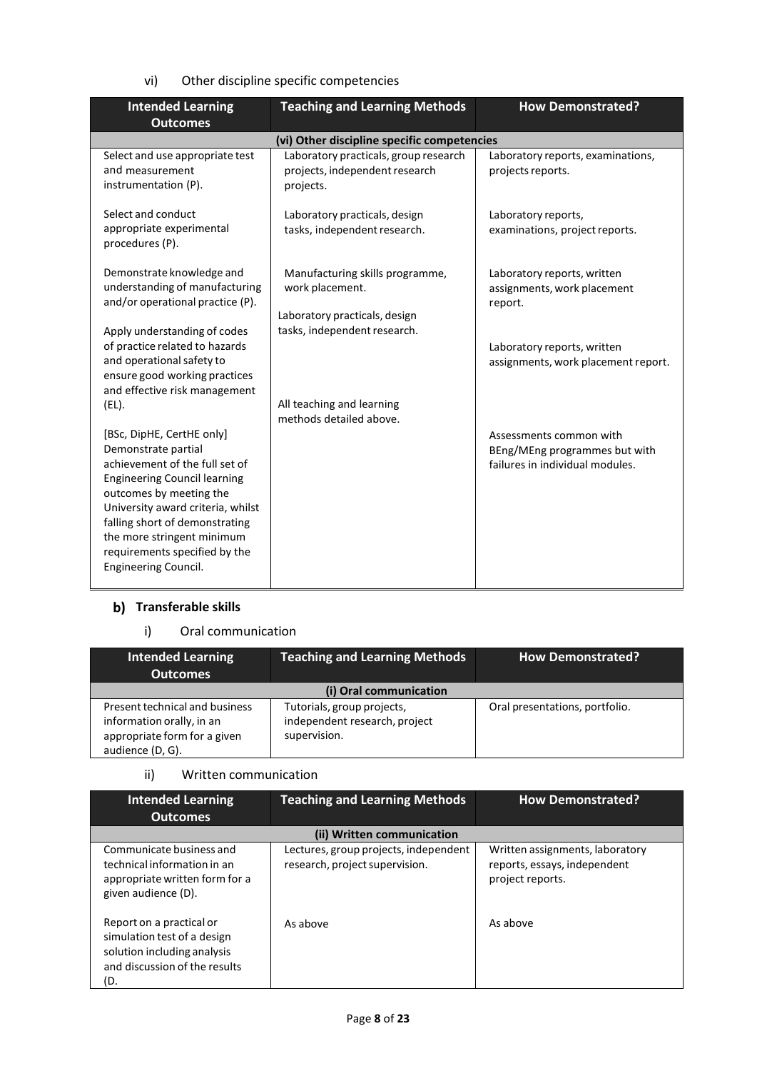vi) Other discipline specific competencies

| Intended Learning Outcomes | Teaching and Learning Methods | How Demonstrated? |
|---|---|---|
| **(vi) Other discipline specific competencies** | | |
| Select and use appropriate test and measurement instrumentation (P). | Laboratory practicals, group research projects, independent research projects. | Laboratory reports, examinations, projects reports. |
| Select and conduct appropriate experimental procedures (P). | Laboratory practicals, design tasks, independent research. | Laboratory reports, examinations, project reports. |
| Demonstrate knowledge and understanding of manufacturing and/or operational practice (P). | Manufacturing skills programme, work placement. | Laboratory reports, written assignments, work placement report. |
| Apply understanding of codes of practice related to hazards and operational safety to ensure good working practices and effective risk management (EL). | Laboratory practicals, design tasks, independent research. | Laboratory reports, written assignments, work placement report. |
| [BSc, DipHE, CertHE only] Demonstrate partial achievement of the full set of Engineering Council learning outcomes by meeting the University award criteria, whilst falling short of demonstrating the more stringent minimum requirements specified by the Engineering Council. | All teaching and learning methods detailed above. | Assessments common with BEng/MEng programmes but with failures in individual modules. |

## b) Transferable skills

i) Oral communication

| Intended Learning Outcomes | Teaching and Learning Methods | How Demonstrated? |
|---|---|---|
| **(i) Oral communication** | | |
| Present technical and business information orally, in an appropriate form for a given audience (D, G). | Tutorials, group projects, independent research, project supervision. | Oral presentations, portfolio. |

ii) Written communication

| Intended Learning Outcomes | Teaching and Learning Methods | How Demonstrated? |
|---|---|---|
| **(ii) Written communication** | | |
| Communicate business and technical information in an appropriate written form for a given audience (D). | Lectures, group projects, independent research, project supervision. | Written assignments, laboratory reports, essays, independent project reports. |
| Report on a practical or simulation test of a design solution including analysis and discussion of the results (D. | As above | As above |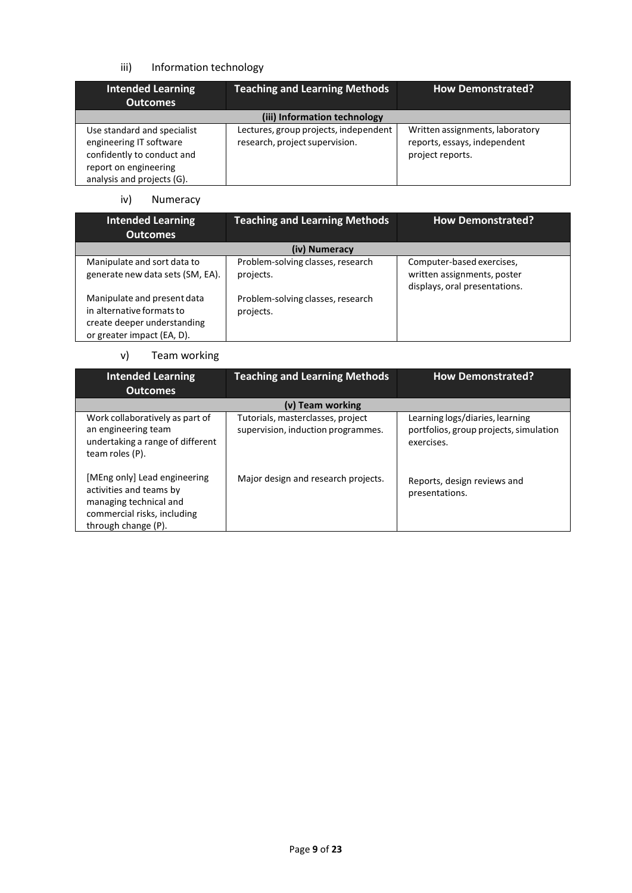iii) Information technology

| Intended Learning Outcomes | Teaching and Learning Methods | How Demonstrated? |
|---|---|---|
| **(iii) Information technology** | | |
| Use standard and specialist engineering IT software confidently to conduct and report on engineering analysis and projects (G). | Lectures, group projects, independent research, project supervision. | Written assignments, laboratory reports, essays, independent project reports. |

iv) Numeracy

| Intended Learning Outcomes | Teaching and Learning Methods | How Demonstrated? |
|---|---|---|
| **(iv) Numeracy** | | |
| Manipulate and sort data to generate new data sets (SM, EA). | Problem-solving classes, research projects. | Computer-based exercises, written assignments, poster displays, oral presentations. |
| Manipulate and present data in alternative formats to create deeper understanding or greater impact (EA, D). | Problem-solving classes, research projects. | |

v) Team working

| Intended Learning Outcomes | Teaching and Learning Methods | How Demonstrated? |
|---|---|---|
| **(v) Team working** | | |
| Work collaboratively as part of an engineering team undertaking a range of different team roles (P). | Tutorials, masterclasses, project supervision, induction programmes. | Learning logs/diaries, learning portfolios, group projects, simulation exercises. |
| [MEng only] Lead engineering activities and teams by managing technical and commercial risks, including through change (P). | Major design and research projects. | Reports, design reviews and presentations. |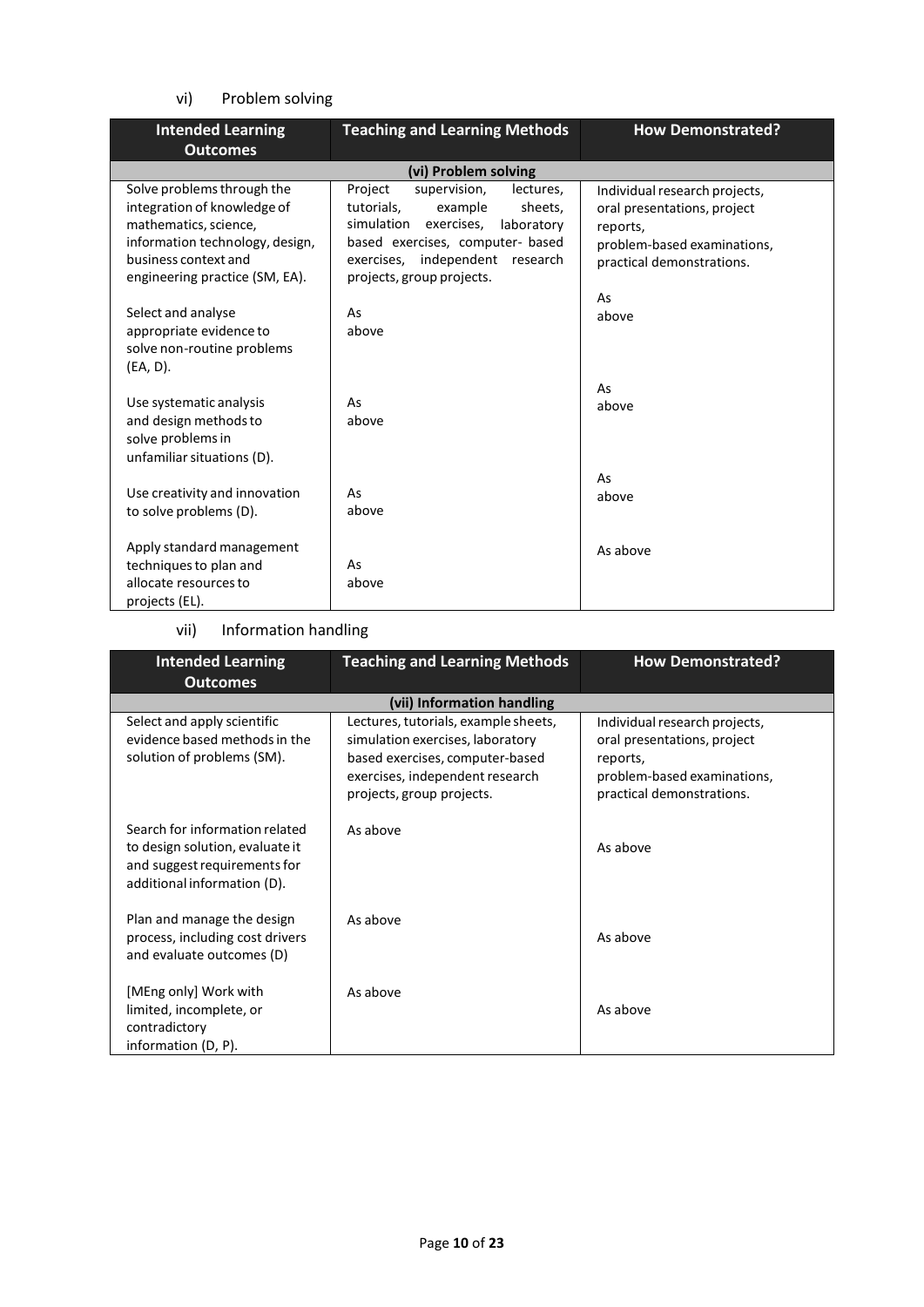vi) Problem solving

| Intended Learning Outcomes | Teaching and Learning Methods | How Demonstrated? |
|---|---|---|
| **(vi) Problem solving** | | |
| Solve problems through the integration of knowledge of mathematics, science, information technology, design, business context and engineering practice (SM, EA). | Project supervision, lectures, tutorials, example sheets, simulation exercises, laboratory based exercises, computer- based exercises, independent research projects, group projects. | Individual research projects, oral presentations, project reports, problem-based examinations, practical demonstrations. |
| Select and analyse appropriate evidence to solve non-routine problems (EA, D). | As above | As above |
| Use systematic analysis and design methods to solve problems in unfamiliar situations (D). | As above | As above |
| Use creativity and innovation to solve problems (D). | As above | As above |
| Apply standard management techniques to plan and allocate resources to projects (EL). | As above | As above |

vii) Information handling

| Intended Learning Outcomes | Teaching and Learning Methods | How Demonstrated? |
|---|---|---|
| **(vii) Information handling** | | |
| Select and apply scientific evidence based methods in the solution of problems (SM). | Lectures, tutorials, example sheets, simulation exercises, laboratory based exercises, computer-based exercises, independent research projects, group projects. | Individual research projects, oral presentations, project reports, problem-based examinations, practical demonstrations. |
| Search for information related to design solution, evaluate it and suggest requirements for additional information (D). | As above | As above |
| Plan and manage the design process, including cost drivers and evaluate outcomes (D) | As above | As above |
| [MEng only] Work with limited, incomplete, or contradictory information (D, P). | As above | As above |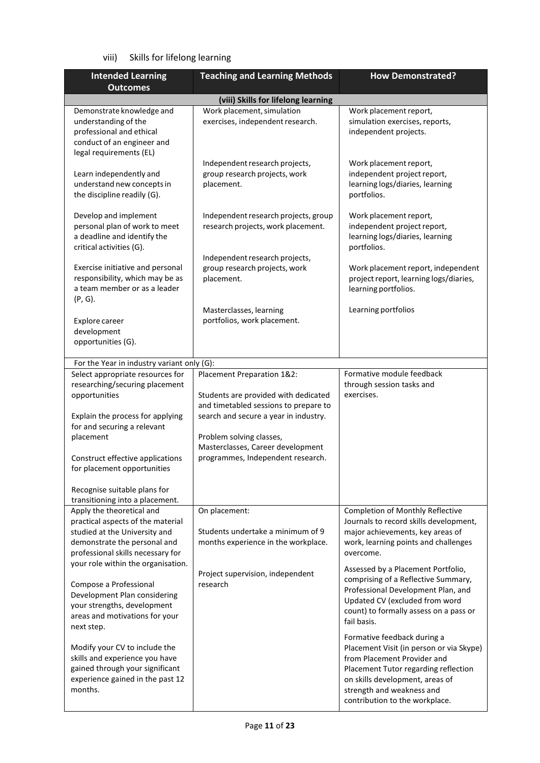viii) Skills for lifelong learning

| Intended Learning Outcomes | Teaching and Learning Methods | How Demonstrated? |
|---|---|---|
| **(viii) Skills for lifelong learning** | | |
| Demonstrate knowledge and understanding of the professional and ethical conduct of an engineer and legal requirements (EL) | Work placement, simulation exercises, independent research. | Work placement report, simulation exercises, reports, independent projects. |
| Learn independently and understand new concepts in the discipline readily (G). | Independent research projects, group research projects, work placement. | Work placement report, independent project report, learning logs/diaries, learning portfolios. |
| Develop and implement personal plan of work to meet a deadline and identify the critical activities (G). | Independent research projects, group research projects, work placement. | Work placement report, independent project report, learning logs/diaries, learning portfolios. |
| Exercise initiative and personal responsibility, which may be as a team member or as a leader (P, G). | Independent research projects, group research projects, work placement. | Work placement report, independent project report, learning logs/diaries, learning portfolios. |
| Explore career development opportunities (G). | Masterclasses, learning portfolios, work placement. | Learning portfolios |
| For the Year in industry variant only (G): | | |
| Select appropriate resources for researching/securing placement opportunities<br><br>Explain the process for applying for and securing a relevant placement<br><br>Construct effective applications for placement opportunities<br><br>Recognise suitable plans for transitioning into a placement. | Placement Preparation 1&2:<br><br>Students are provided with dedicated and timetabled sessions to prepare to search and secure a year in industry.<br><br>Problem solving classes, Masterclasses, Career development programmes, Independent research. | Formative module feedback through session tasks and exercises. |
| Apply the theoretical and practical aspects of the material studied at the University and demonstrate the personal and professional skills necessary for your role within the organisation.<br><br>Compose a Professional Development Plan considering your strengths, development areas and motivations for your next step.<br><br>Modify your CV to include the skills and experience you have gained through your significant experience gained in the past 12 months. | On placement:<br><br>Students undertake a minimum of 9 months experience in the workplace.<br><br>Project supervision, independent research | Completion of Monthly Reflective Journals to record skills development, major achievements, key areas of work, learning points and challenges overcome.<br><br>Assessed by a Placement Portfolio, comprising of a Reflective Summary, Professional Development Plan, and Updated CV (excluded from word count) to formally assess on a pass or fail basis.<br><br>Formative feedback during a Placement Visit (in person or via Skype) from Placement Provider and Placement Tutor regarding reflection on skills development, areas of strength and weakness and contribution to the workplace. |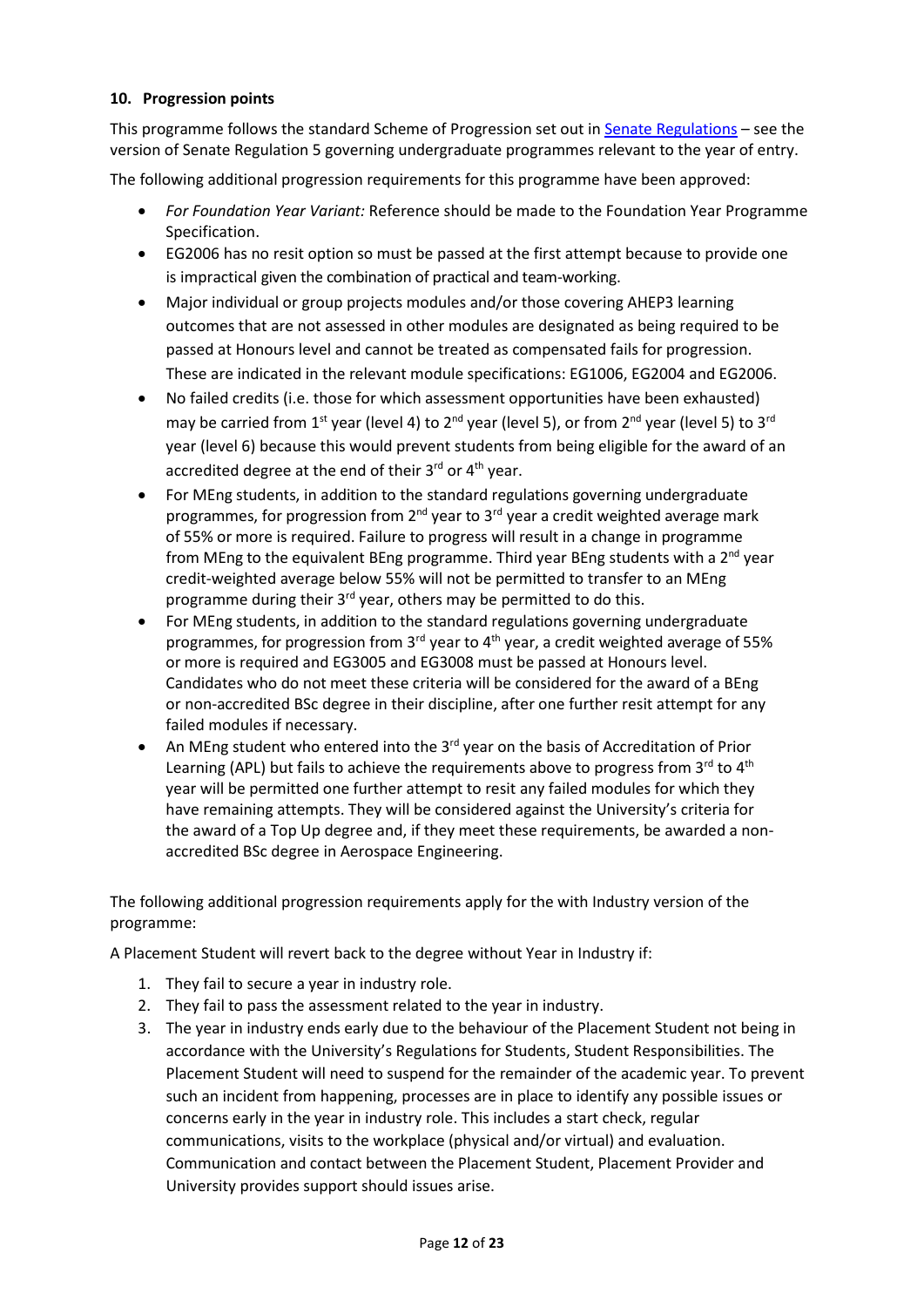### 10. Progression points

This programme follows the standard Scheme of Progression set out in [Senate Regulations](Senate Regulations) – see the version of Senate Regulation 5 governing undergraduate programmes relevant to the year of entry.

The following additional progression requirements for this programme have been approved:

- *For Foundation Year Variant:* Reference should be made to the Foundation Year Programme Specification.
- EG2006 has no resit option so must be passed at the first attempt because to provide one is impractical given the combination of practical and team-working.
- Major individual or group projects modules and/or those covering AHEP3 learning outcomes that are not assessed in other modules are designated as being required to be passed at Honours level and cannot be treated as compensated fails for progression. These are indicated in the relevant module specifications: EG1006, EG2004 and EG2006.
- No failed credits (i.e. those for which assessment opportunities have been exhausted) may be carried from 1st year (level 4) to 2nd year (level 5), or from 2nd year (level 5) to 3rd year (level 6) because this would prevent students from being eligible for the award of an accredited degree at the end of their 3rd or 4th year.
- For MEng students, in addition to the standard regulations governing undergraduate programmes, for progression from 2nd year to 3rd year a credit weighted average mark of 55% or more is required. Failure to progress will result in a change in programme from MEng to the equivalent BEng programme. Third year BEng students with a 2nd year credit-weighted average below 55% will not be permitted to transfer to an MEng programme during their 3rd year, others may be permitted to do this.
- For MEng students, in addition to the standard regulations governing undergraduate programmes, for progression from 3rd year to 4th year, a credit weighted average of 55% or more is required and EG3005 and EG3008 must be passed at Honours level. Candidates who do not meet these criteria will be considered for the award of a BEng or non-accredited BSc degree in their discipline, after one further resit attempt for any failed modules if necessary.
- An MEng student who entered into the 3rd year on the basis of Accreditation of Prior Learning (APL) but fails to achieve the requirements above to progress from 3rd to 4th year will be permitted one further attempt to resit any failed modules for which they have remaining attempts. They will be considered against the University's criteria for the award of a Top Up degree and, if they meet these requirements, be awarded a non-accredited BSc degree in Aerospace Engineering.

The following additional progression requirements apply for the with Industry version of the programme:

A Placement Student will revert back to the degree without Year in Industry if:

1. They fail to secure a year in industry role.
2. They fail to pass the assessment related to the year in industry.
3. The year in industry ends early due to the behaviour of the Placement Student not being in accordance with the University's Regulations for Students, Student Responsibilities. The Placement Student will need to suspend for the remainder of the academic year. To prevent such an incident from happening, processes are in place to identify any possible issues or concerns early in the year in industry role. This includes a start check, regular communications, visits to the workplace (physical and/or virtual) and evaluation. Communication and contact between the Placement Student, Placement Provider and University provides support should issues arise.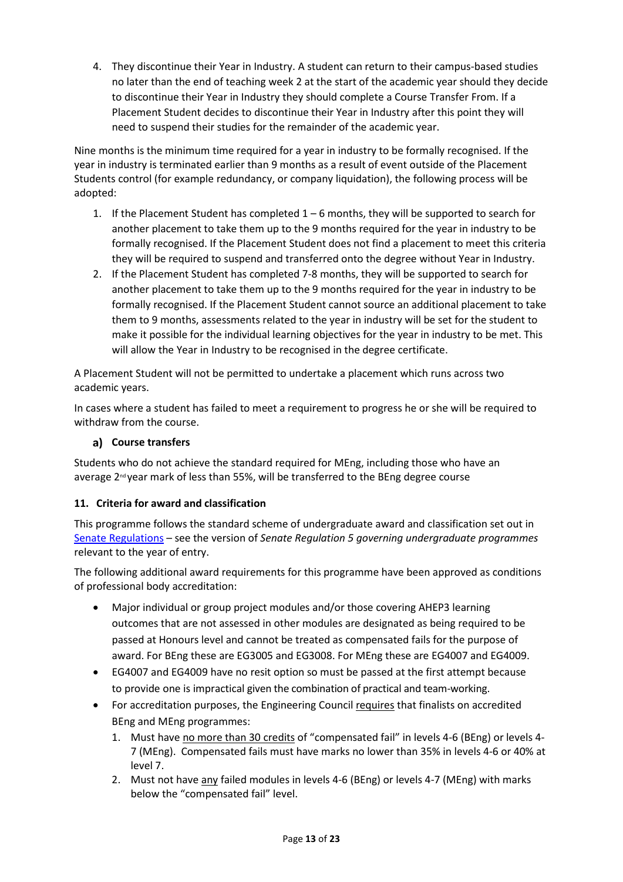4. They discontinue their Year in Industry. A student can return to their campus-based studies no later than the end of teaching week 2 at the start of the academic year should they decide to discontinue their Year in Industry they should complete a Course Transfer From. If a Placement Student decides to discontinue their Year in Industry after this point they will need to suspend their studies for the remainder of the academic year.

Nine months is the minimum time required for a year in industry to be formally recognised. If the year in industry is terminated earlier than 9 months as a result of event outside of the Placement Students control (for example redundancy, or company liquidation), the following process will be adopted:

1. If the Placement Student has completed 1 – 6 months, they will be supported to search for another placement to take them up to the 9 months required for the year in industry to be formally recognised. If the Placement Student does not find a placement to meet this criteria they will be required to suspend and transferred onto the degree without Year in Industry.
2. If the Placement Student has completed 7-8 months, they will be supported to search for another placement to take them up to the 9 months required for the year in industry to be formally recognised. If the Placement Student cannot source an additional placement to take them to 9 months, assessments related to the year in industry will be set for the student to make it possible for the individual learning objectives for the year in industry to be met. This will allow the Year in Industry to be recognised in the degree certificate.

A Placement Student will not be permitted to undertake a placement which runs across two academic years.

In cases where a student has failed to meet a requirement to progress he or she will be required to withdraw from the course.

### a) Course transfers

Students who do not achieve the standard required for MEng, including those who have an average 2nd year mark of less than 55%, will be transferred to the BEng degree course

### 11. Criteria for award and classification

This programme follows the standard scheme of undergraduate award and classification set out in Senate Regulations – see the version of *Senate Regulation 5 governing undergraduate programmes* relevant to the year of entry.

The following additional award requirements for this programme have been approved as conditions of professional body accreditation:

- Major individual or group project modules and/or those covering AHEP3 learning outcomes that are not assessed in other modules are designated as being required to be passed at Honours level and cannot be treated as compensated fails for the purpose of award. For BEng these are EG3005 and EG3008. For MEng these are EG4007 and EG4009.
- EG4007 and EG4009 have no resit option so must be passed at the first attempt because to provide one is impractical given the combination of practical and team-working.
- For accreditation purposes, the Engineering Council requires that finalists on accredited BEng and MEng programmes:
    1. Must have no more than 30 credits of "compensated fail" in levels 4-6 (BEng) or levels 4-7 (MEng). Compensated fails must have marks no lower than 35% in levels 4-6 or 40% at level 7.
    2. Must not have any failed modules in levels 4-6 (BEng) or levels 4-7 (MEng) with marks below the "compensated fail" level.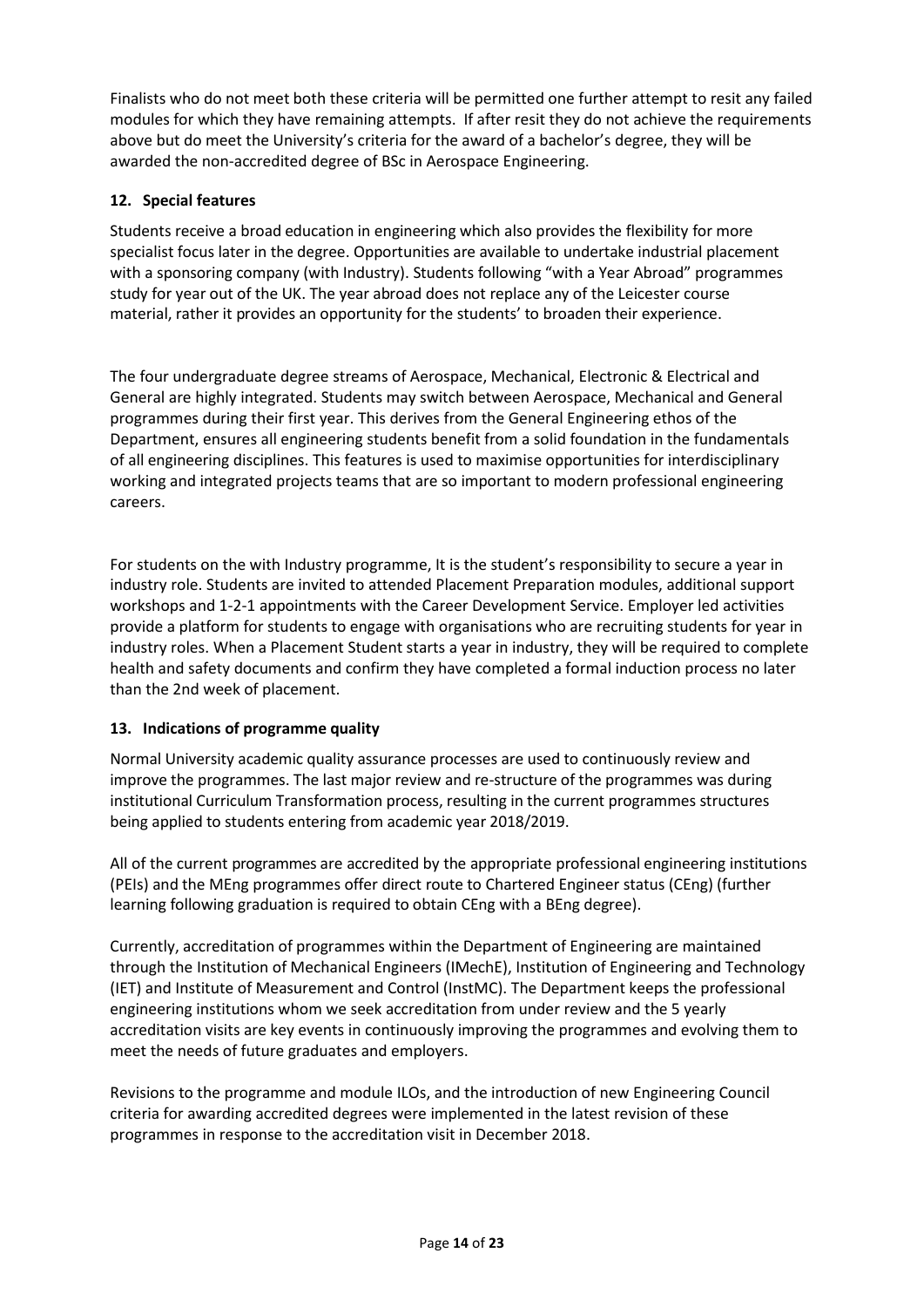Finalists who do not meet both these criteria will be permitted one further attempt to resit any failed modules for which they have remaining attempts. If after resit they do not achieve the requirements above but do meet the University's criteria for the award of a bachelor's degree, they will be awarded the non-accredited degree of BSc in Aerospace Engineering.

## 12. Special features

Students receive a broad education in engineering which also provides the flexibility for more specialist focus later in the degree. Opportunities are available to undertake industrial placement with a sponsoring company (with Industry). Students following "with a Year Abroad" programmes study for year out of the UK. The year abroad does not replace any of the Leicester course material, rather it provides an opportunity for the students' to broaden their experience.

The four undergraduate degree streams of Aerospace, Mechanical, Electronic & Electrical and General are highly integrated. Students may switch between Aerospace, Mechanical and General programmes during their first year. This derives from the General Engineering ethos of the Department, ensures all engineering students benefit from a solid foundation in the fundamentals of all engineering disciplines. This features is used to maximise opportunities for interdisciplinary working and integrated projects teams that are so important to modern professional engineering careers.

For students on the with Industry programme, It is the student's responsibility to secure a year in industry role. Students are invited to attended Placement Preparation modules, additional support workshops and 1-2-1 appointments with the Career Development Service. Employer led activities provide a platform for students to engage with organisations who are recruiting students for year in industry roles. When a Placement Student starts a year in industry, they will be required to complete health and safety documents and confirm they have completed a formal induction process no later than the 2nd week of placement.

## 13. Indications of programme quality

Normal University academic quality assurance processes are used to continuously review and improve the programmes. The last major review and re-structure of the programmes was during institutional Curriculum Transformation process, resulting in the current programmes structures being applied to students entering from academic year 2018/2019.

All of the current programmes are accredited by the appropriate professional engineering institutions (PEIs) and the MEng programmes offer direct route to Chartered Engineer status (CEng) (further learning following graduation is required to obtain CEng with a BEng degree).

Currently, accreditation of programmes within the Department of Engineering are maintained through the Institution of Mechanical Engineers (IMechE), Institution of Engineering and Technology (IET) and Institute of Measurement and Control (InstMC). The Department keeps the professional engineering institutions whom we seek accreditation from under review and the 5 yearly accreditation visits are key events in continuously improving the programmes and evolving them to meet the needs of future graduates and employers.

Revisions to the programme and module ILOs, and the introduction of new Engineering Council criteria for awarding accredited degrees were implemented in the latest revision of these programmes in response to the accreditation visit in December 2018.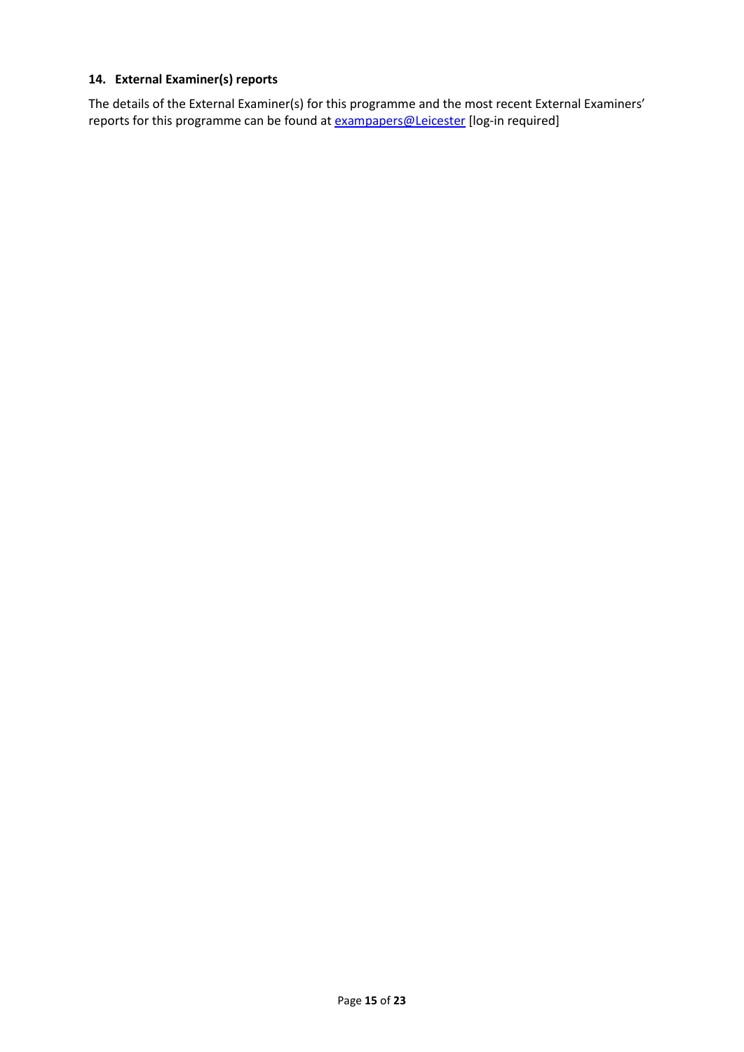## 14. External Examiner(s) reports

The details of the External Examiner(s) for this programme and the most recent External Examiners' reports for this programme can be found at exampapers@Leicester [log-in required]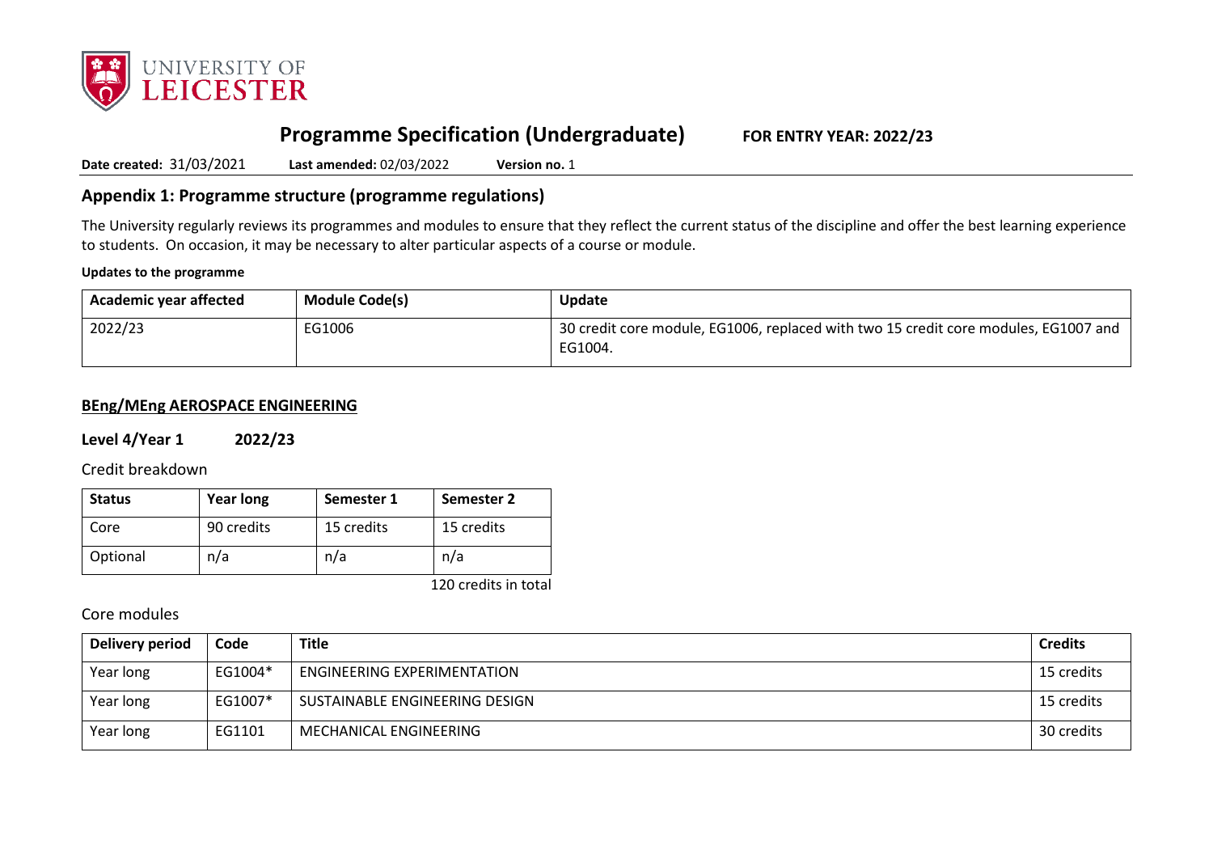# Programme Specification (Undergraduate) FOR ENTRY YEAR: 2022/23

**Date created:** 31/03/2021 **Last amended:** 02/03/2022 **Version no.** 1

## Appendix 1: Programme structure (programme regulations)

The University regularly reviews its programmes and modules to ensure that they reflect the current status of the discipline and offer the best learning experience to students. On occasion, it may be necessary to alter particular aspects of a course or module.

**Updates to the programme**

| Academic year affected | Module Code(s) | Update |
|---|---|---|
| 2022/23 | EG1006 | 30 credit core module, EG1006, replaced with two 15 credit core modules, EG1007 and EG1004. |

### BEng/MEng AEROSPACE ENGINEERING

**Level 4/Year 1 2022/23**

Credit breakdown

| Status | Year long | Semester 1 | Semester 2 |
|---|---|---|---|
| Core | 90 credits | 15 credits | 15 credits |
| Optional | n/a | n/a | n/a |

120 credits in total

Core modules

| Delivery period | Code | Title | Credits |
|---|---|---|---|
| Year long | EG1004* | ENGINEERING EXPERIMENTATION | 15 credits |
| Year long | EG1007* | SUSTAINABLE ENGINEERING DESIGN | 15 credits |
| Year long | EG1101 | MECHANICAL ENGINEERING | 30 credits |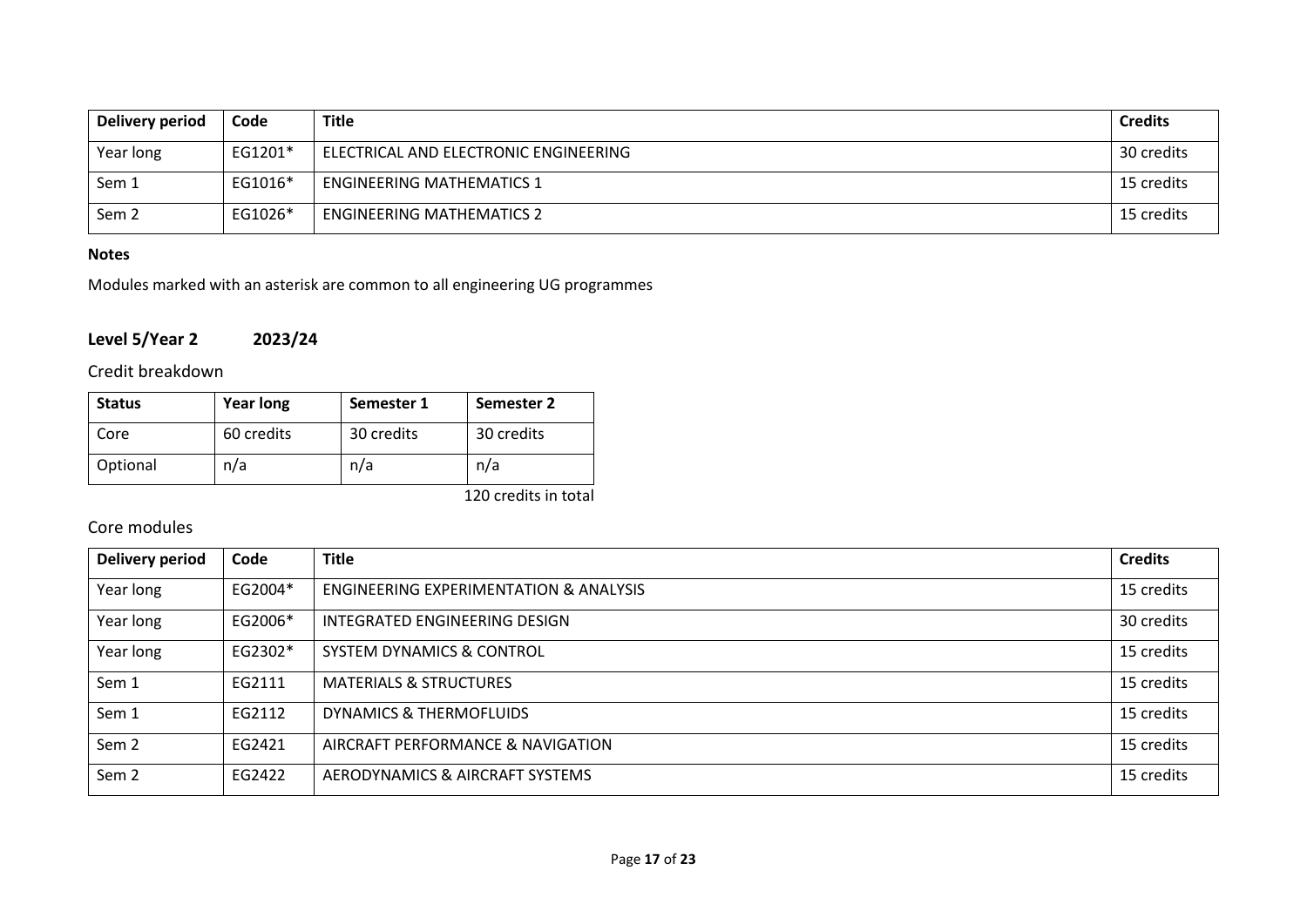| Delivery period | Code | Title | Credits |
|---|---|---|---|
| Year long | EG1201* | ELECTRICAL AND ELECTRONIC ENGINEERING | 30 credits |
| Sem 1 | EG1016* | ENGINEERING MATHEMATICS 1 | 15 credits |
| Sem 2 | EG1026* | ENGINEERING MATHEMATICS 2 | 15 credits |

**Notes**

Modules marked with an asterisk are common to all engineering UG programmes

## Level 5/Year 2 2023/24

### Credit breakdown

| Status | Year long | Semester 1 | Semester 2 |
|---|---|---|---|
| Core | 60 credits | 30 credits | 30 credits |
| Optional | n/a | n/a | n/a |

120 credits in total

### Core modules

| Delivery period | Code | Title | Credits |
|---|---|---|---|
| Year long | EG2004* | ENGINEERING EXPERIMENTATION & ANALYSIS | 15 credits |
| Year long | EG2006* | INTEGRATED ENGINEERING DESIGN | 30 credits |
| Year long | EG2302* | SYSTEM DYNAMICS & CONTROL | 15 credits |
| Sem 1 | EG2111 | MATERIALS & STRUCTURES | 15 credits |
| Sem 1 | EG2112 | DYNAMICS & THERMOFLUIDS | 15 credits |
| Sem 2 | EG2421 | AIRCRAFT PERFORMANCE & NAVIGATION | 15 credits |
| Sem 2 | EG2422 | AERODYNAMICS & AIRCRAFT SYSTEMS | 15 credits |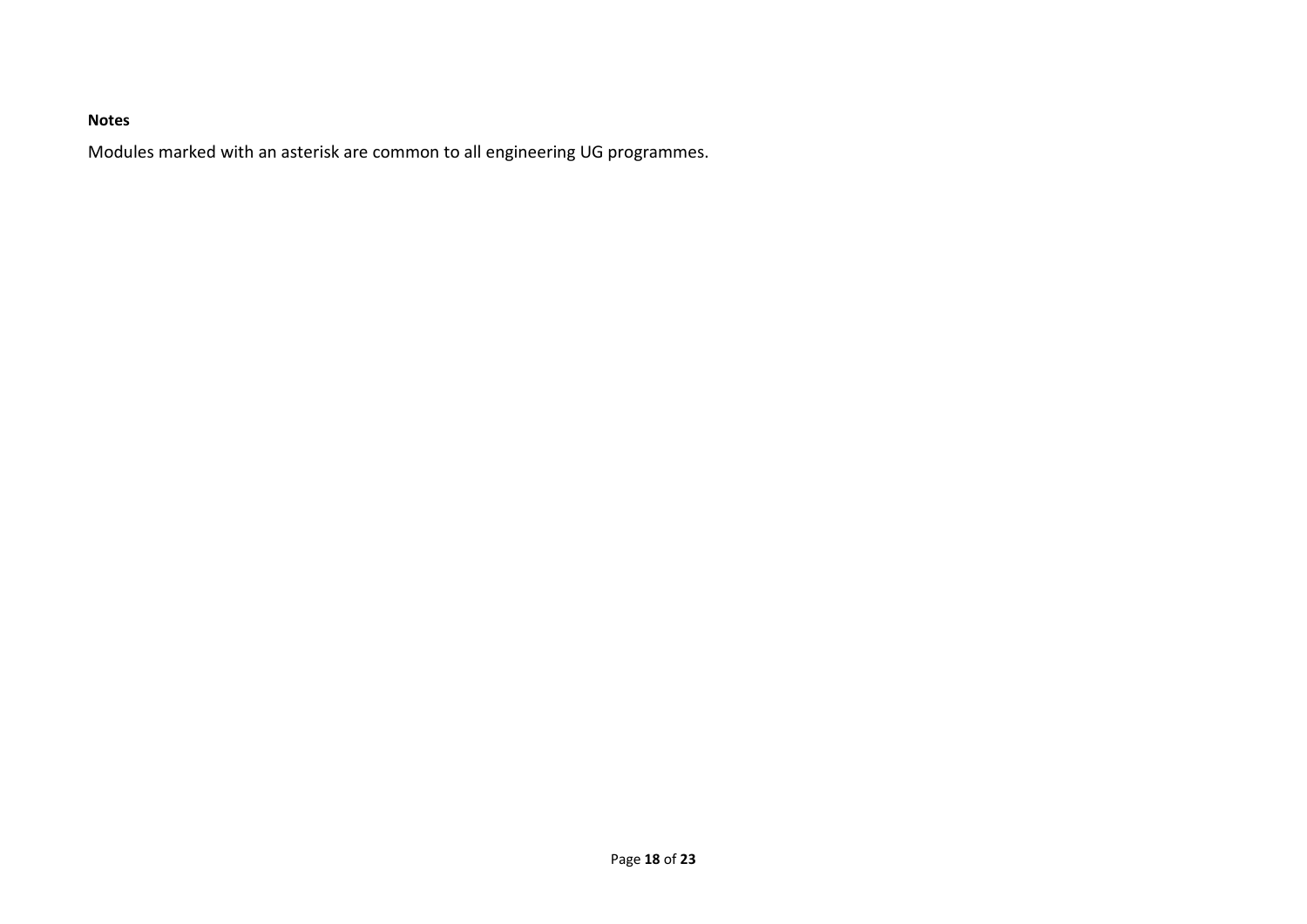**Notes**

Modules marked with an asterisk are common to all engineering UG programmes.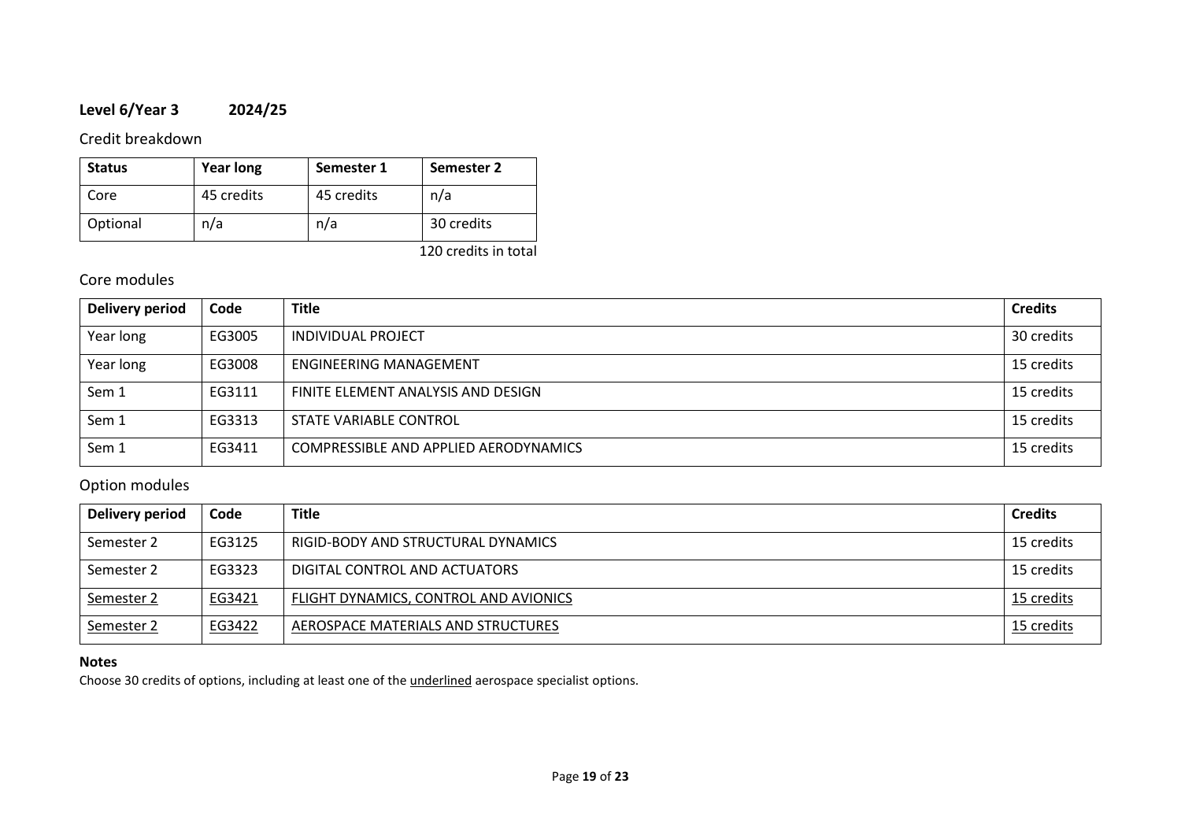**Level 6/Year 3 2024/25**

Credit breakdown

| Status | Year long | Semester 1 | Semester 2 |
|---|---|---|---|
| Core | 45 credits | 45 credits | n/a |
| Optional | n/a | n/a | 30 credits |

120 credits in total

Core modules

| Delivery period | Code | Title | Credits |
|---|---|---|---|
| Year long | EG3005 | INDIVIDUAL PROJECT | 30 credits |
| Year long | EG3008 | ENGINEERING MANAGEMENT | 15 credits |
| Sem 1 | EG3111 | FINITE ELEMENT ANALYSIS AND DESIGN | 15 credits |
| Sem 1 | EG3313 | STATE VARIABLE CONTROL | 15 credits |
| Sem 1 | EG3411 | COMPRESSIBLE AND APPLIED AERODYNAMICS | 15 credits |

Option modules

| Delivery period | Code | Title | Credits |
|---|---|---|---|
| Semester 2 | EG3125 | RIGID-BODY AND STRUCTURAL DYNAMICS | 15 credits |
| Semester 2 | EG3323 | DIGITAL CONTROL AND ACTUATORS | 15 credits |
| <u>Semester 2</u> | <u>EG3421</u> | <u>FLIGHT DYNAMICS, CONTROL AND AVIONICS</u> | <u>15 credits</u> |
| <u>Semester 2</u> | <u>EG3422</u> | <u>AEROSPACE MATERIALS AND STRUCTURES</u> | <u>15 credits</u> |

**Notes**

Choose 30 credits of options, including at least one of the <u>underlined</u> aerospace specialist options.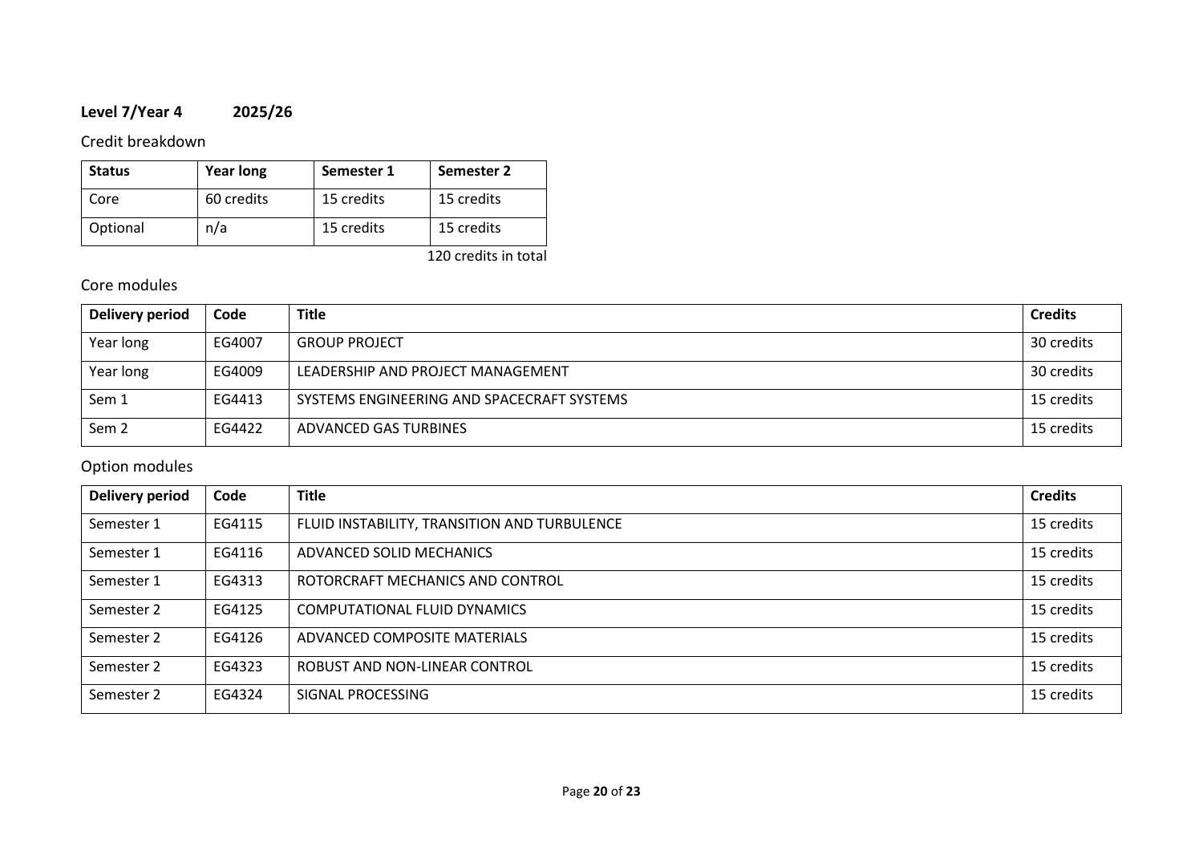**Level 7/Year 4 2025/26**

Credit breakdown

| Status | Year long | Semester 1 | Semester 2 |
|---|---|---|---|
| Core | 60 credits | 15 credits | 15 credits |
| Optional | n/a | 15 credits | 15 credits |

120 credits in total

Core modules

| Delivery period | Code | Title | Credits |
|---|---|---|---|
| Year long | EG4007 | GROUP PROJECT | 30 credits |
| Year long | EG4009 | LEADERSHIP AND PROJECT MANAGEMENT | 30 credits |
| Sem 1 | EG4413 | SYSTEMS ENGINEERING AND SPACECRAFT SYSTEMS | 15 credits |
| Sem 2 | EG4422 | ADVANCED GAS TURBINES | 15 credits |

Option modules

| Delivery period | Code | Title | Credits |
|---|---|---|---|
| Semester 1 | EG4115 | FLUID INSTABILITY, TRANSITION AND TURBULENCE | 15 credits |
| Semester 1 | EG4116 | ADVANCED SOLID MECHANICS | 15 credits |
| Semester 1 | EG4313 | ROTORCRAFT MECHANICS AND CONTROL | 15 credits |
| Semester 2 | EG4125 | COMPUTATIONAL FLUID DYNAMICS | 15 credits |
| Semester 2 | EG4126 | ADVANCED COMPOSITE MATERIALS | 15 credits |
| Semester 2 | EG4323 | ROBUST AND NON-LINEAR CONTROL | 15 credits |
| Semester 2 | EG4324 | SIGNAL PROCESSING | 15 credits |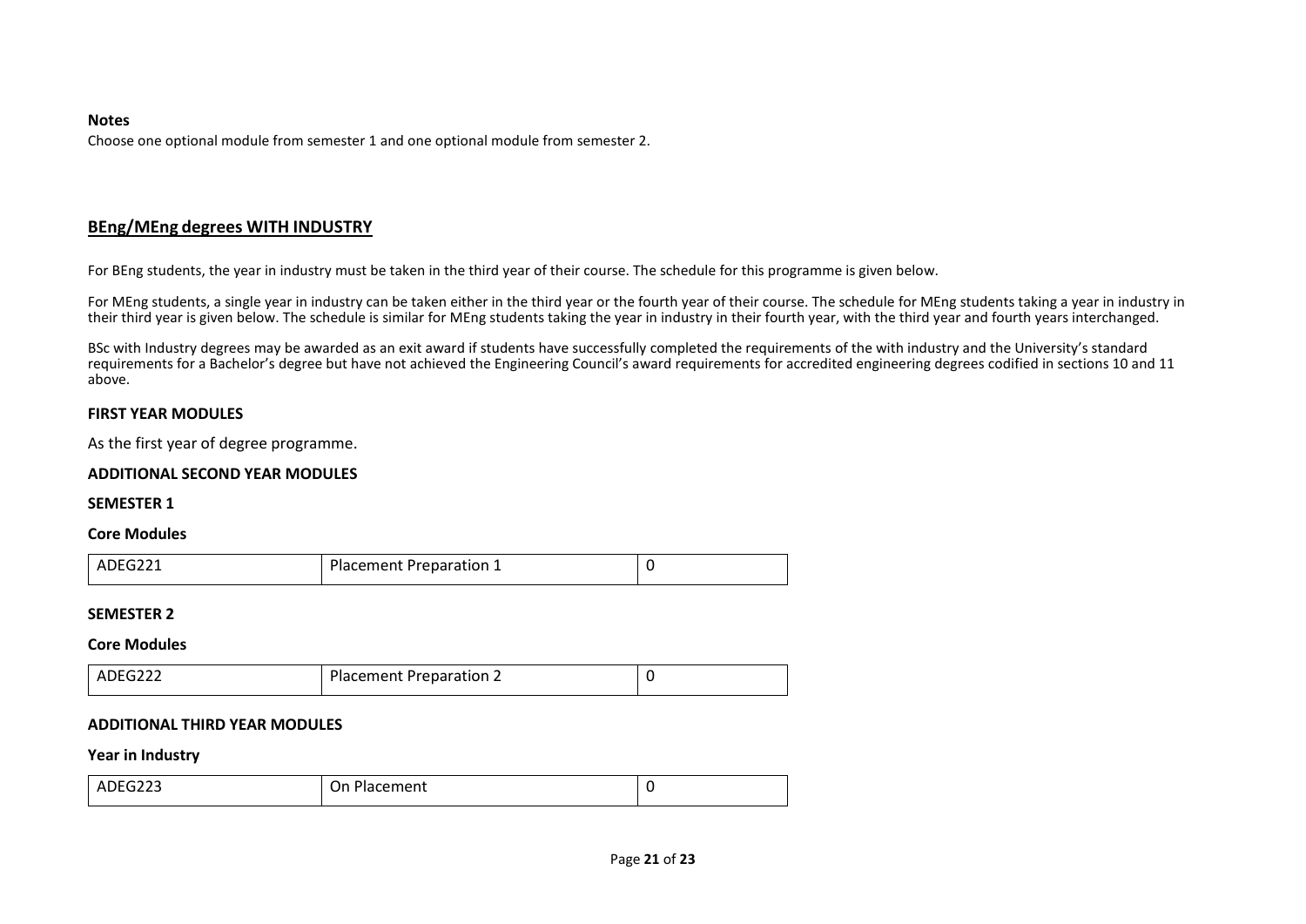**Notes**

Choose one optional module from semester 1 and one optional module from semester 2.

## BEng/MEng degrees WITH INDUSTRY

For BEng students, the year in industry must be taken in the third year of their course. The schedule for this programme is given below.

For MEng students, a single year in industry can be taken either in the third year or the fourth year of their course. The schedule for MEng students taking a year in industry in their third year is given below. The schedule is similar for MEng students taking the year in industry in their fourth year, with the third year and fourth years interchanged.

BSc with Industry degrees may be awarded as an exit award if students have successfully completed the requirements of the with industry and the University's standard requirements for a Bachelor's degree but have not achieved the Engineering Council's award requirements for accredited engineering degrees codified in sections 10 and 11 above.

### FIRST YEAR MODULES

As the first year of degree programme.

### ADDITIONAL SECOND YEAR MODULES

**SEMESTER 1**

**Core Modules**

| | | |
|---|---|---|
| ADEG221 | Placement Preparation 1 | 0 |

**SEMESTER 2**

**Core Modules**

| | | |
|---|---|---|
| ADEG222 | Placement Preparation 2 | 0 |

### ADDITIONAL THIRD YEAR MODULES

**Year in Industry**

| | | |
|---|---|---|
| ADEG223 | On Placement | 0 |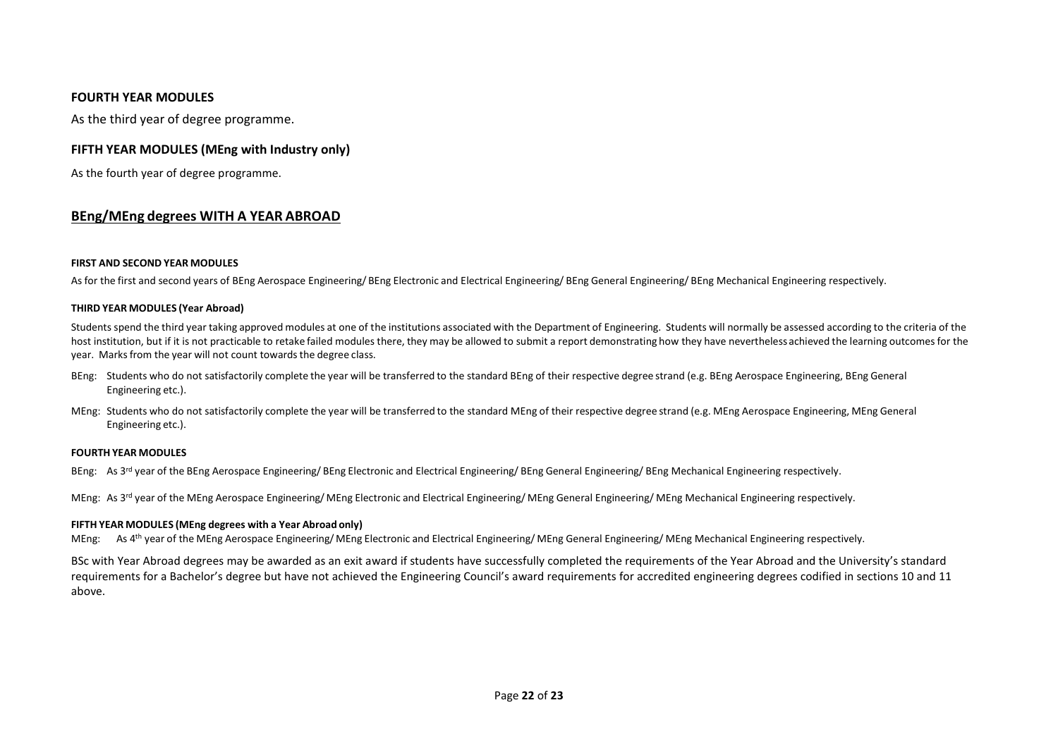### FOURTH YEAR MODULES

As the third year of degree programme.

### FIFTH YEAR MODULES (MEng with Industry only)

As the fourth year of degree programme.

## BEng/MEng degrees WITH A YEAR ABROAD

#### FIRST AND SECOND YEAR MODULES

As for the first and second years of BEng Aerospace Engineering/ BEng Electronic and Electrical Engineering/ BEng General Engineering/ BEng Mechanical Engineering respectively.

#### THIRD YEAR MODULES (Year Abroad)

Students spend the third year taking approved modules at one of the institutions associated with the Department of Engineering. Students will normally be assessed according to the criteria of the host institution, but if it is not practicable to retake failed modules there, they may be allowed to submit a report demonstrating how they have nevertheless achieved the learning outcomes for the year. Marks from the year will not count towards the degree class.

BEng: Students who do not satisfactorily complete the year will be transferred to the standard BEng of their respective degree strand (e.g. BEng Aerospace Engineering, BEng General Engineering etc.).

MEng: Students who do not satisfactorily complete the year will be transferred to the standard MEng of their respective degree strand (e.g. MEng Aerospace Engineering, MEng General Engineering etc.).

#### FOURTH YEAR MODULES

BEng: As 3rd year of the BEng Aerospace Engineering/ BEng Electronic and Electrical Engineering/ BEng General Engineering/ BEng Mechanical Engineering respectively.

MEng: As 3rd year of the MEng Aerospace Engineering/ MEng Electronic and Electrical Engineering/ MEng General Engineering/ MEng Mechanical Engineering respectively.

#### FIFTH YEAR MODULES (MEng degrees with a Year Abroad only)

MEng: As 4th year of the MEng Aerospace Engineering/ MEng Electronic and Electrical Engineering/ MEng General Engineering/ MEng Mechanical Engineering respectively.

BSc with Year Abroad degrees may be awarded as an exit award if students have successfully completed the requirements of the Year Abroad and the University's standard requirements for a Bachelor's degree but have not achieved the Engineering Council's award requirements for accredited engineering degrees codified in sections 10 and 11 above.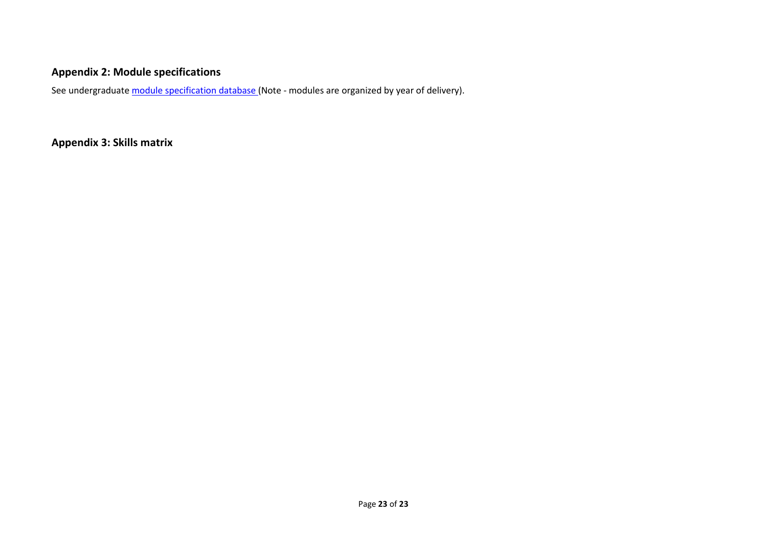## Appendix 2: Module specifications

See undergraduate module specification database (Note - modules are organized by year of delivery).

## Appendix 3: Skills matrix